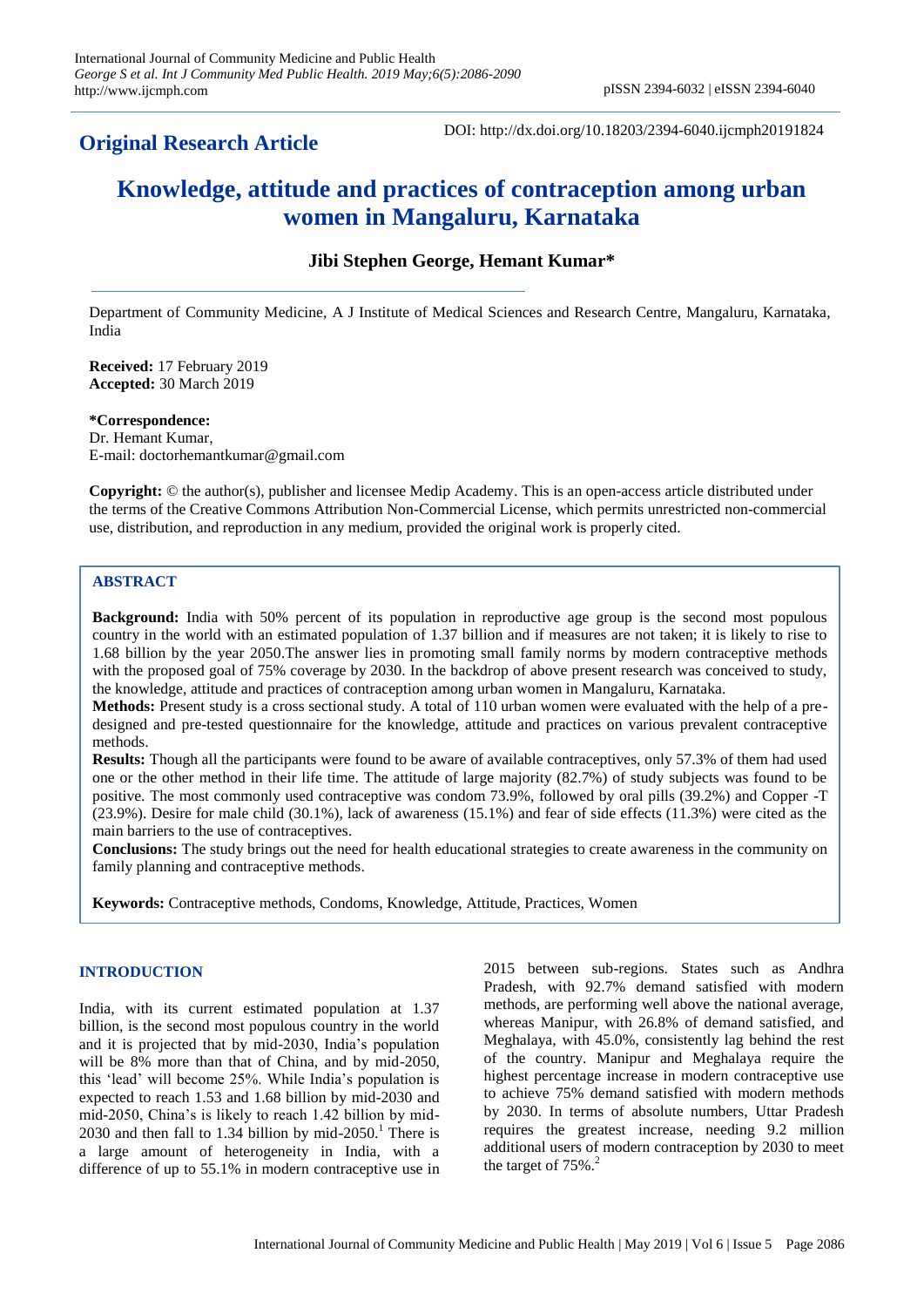**Original Research Article**

DOI: http://dx.doi.org/10.18203/2394-6040.ijcmph20191824

# Knowledge, attitude and practices of contraception among urban women in Mangaluru, Karnataka

**Jibi Stephen George, Hemant Kumar***

Department of Community Medicine, A J Institute of Medical Sciences and Research Centre, Mangaluru, Karnataka, India

**Received:** 17 February 2019
**Accepted:** 30 March 2019

**\*Correspondence:**
Dr. Hemant Kumar,
E-mail: doctorhemantkumar@gmail.com

**Copyright:** © the author(s), publisher and licensee Medip Academy. This is an open-access article distributed under the terms of the Creative Commons Attribution Non-Commercial License, which permits unrestricted non-commercial use, distribution, and reproduction in any medium, provided the original work is properly cited.

## ABSTRACT

**Background:** India with 50% percent of its population in reproductive age group is the second most populous country in the world with an estimated population of 1.37 billion and if measures are not taken; it is likely to rise to 1.68 billion by the year 2050.The answer lies in promoting small family norms by modern contraceptive methods with the proposed goal of 75% coverage by 2030. In the backdrop of above present research was conceived to study, the knowledge, attitude and practices of contraception among urban women in Mangaluru, Karnataka.

**Methods:** Present study is a cross sectional study. A total of 110 urban women were evaluated with the help of a pre-designed and pre-tested questionnaire for the knowledge, attitude and practices on various prevalent contraceptive methods.

**Results:** Though all the participants were found to be aware of available contraceptives, only 57.3% of them had used one or the other method in their life time. The attitude of large majority (82.7%) of study subjects was found to be positive. The most commonly used contraceptive was condom 73.9%, followed by oral pills (39.2%) and Copper -T (23.9%). Desire for male child (30.1%), lack of awareness (15.1%) and fear of side effects (11.3%) were cited as the main barriers to the use of contraceptives.

**Conclusions:** The study brings out the need for health educational strategies to create awareness in the community on family planning and contraceptive methods.

**Keywords:** Contraceptive methods, Condoms, Knowledge, Attitude, Practices, Women

## INTRODUCTION

India, with its current estimated population at 1.37 billion, is the second most populous country in the world and it is projected that by mid-2030, India's population will be 8% more than that of China, and by mid-2050, this 'lead' will become 25%. While India's population is expected to reach 1.53 and 1.68 billion by mid-2030 and mid-2050, China's is likely to reach 1.42 billion by mid-2030 and then fall to 1.34 billion by mid-2050.[1] There is a large amount of heterogeneity in India, with a difference of up to 55.1% in modern contraceptive use in 2015 between sub-regions. States such as Andhra Pradesh, with 92.7% demand satisfied with modern methods, are performing well above the national average, whereas Manipur, with 26.8% of demand satisfied, and Meghalaya, with 45.0%, consistently lag behind the rest of the country. Manipur and Meghalaya require the highest percentage increase in modern contraceptive use to achieve 75% demand satisfied with modern methods by 2030. In terms of absolute numbers, Uttar Pradesh requires the greatest increase, needing 9.2 million additional users of modern contraception by 2030 to meet the target of 75%.[2]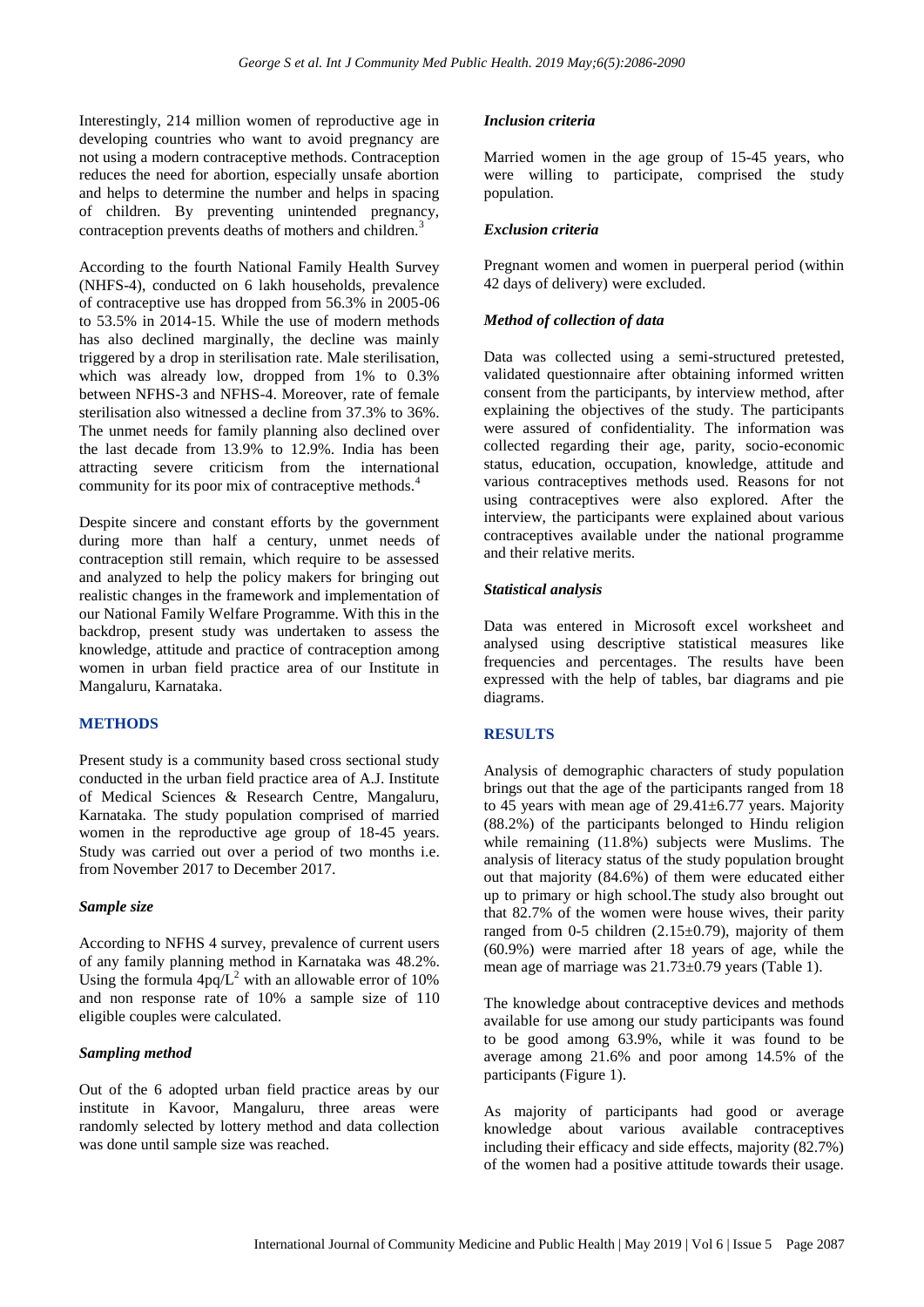Interestingly, 214 million women of reproductive age in developing countries who want to avoid pregnancy are not using a modern contraceptive methods. Contraception reduces the need for abortion, especially unsafe abortion and helps to determine the number and helps in spacing of children. By preventing unintended pregnancy, contraception prevents deaths of mothers and children.[3]

According to the fourth National Family Health Survey (NHFS-4), conducted on 6 lakh households, prevalence of contraceptive use has dropped from 56.3% in 2005-06 to 53.5% in 2014-15. While the use of modern methods has also declined marginally, the decline was mainly triggered by a drop in sterilisation rate. Male sterilisation, which was already low, dropped from 1% to 0.3% between NFHS-3 and NFHS-4. Moreover, rate of female sterilisation also witnessed a decline from 37.3% to 36%. The unmet needs for family planning also declined over the last decade from 13.9% to 12.9%. India has been attracting severe criticism from the international community for its poor mix of contraceptive methods.[4]

Despite sincere and constant efforts by the government during more than half a century, unmet needs of contraception still remain, which require to be assessed and analyzed to help the policy makers for bringing out realistic changes in the framework and implementation of our National Family Welfare Programme. With this in the backdrop, present study was undertaken to assess the knowledge, attitude and practice of contraception among women in urban field practice area of our Institute in Mangaluru, Karnataka.

## METHODS

Present study is a community based cross sectional study conducted in the urban field practice area of A.J. Institute of Medical Sciences & Research Centre, Mangaluru, Karnataka. The study population comprised of married women in the reproductive age group of 18-45 years. Study was carried out over a period of two months i.e. from November 2017 to December 2017.

### *Sample size*

According to NFHS 4 survey, prevalence of current users of any family planning method in Karnataka was 48.2%. Using the formula $4pq/L^2$ with an allowable error of 10% and non response rate of 10% a sample size of 110 eligible couples were calculated.

### *Sampling method*

Out of the 6 adopted urban field practice areas by our institute in Kavoor, Mangaluru, three areas were randomly selected by lottery method and data collection was done until sample size was reached.

### *Inclusion criteria*

Married women in the age group of 15-45 years, who were willing to participate, comprised the study population.

### *Exclusion criteria*

Pregnant women and women in puerperal period (within 42 days of delivery) were excluded.

### *Method of collection of data*

Data was collected using a semi-structured pretested, validated questionnaire after obtaining informed written consent from the participants, by interview method, after explaining the objectives of the study. The participants were assured of confidentiality. The information was collected regarding their age, parity, socio-economic status, education, occupation, knowledge, attitude and various contraceptives methods used. Reasons for not using contraceptives were also explored. After the interview, the participants were explained about various contraceptives available under the national programme and their relative merits.

### *Statistical analysis*

Data was entered in Microsoft excel worksheet and analysed using descriptive statistical measures like frequencies and percentages. The results have been expressed with the help of tables, bar diagrams and pie diagrams.

## RESULTS

Analysis of demographic characters of study population brings out that the age of the participants ranged from 18 to 45 years with mean age of 29.41±6.77 years. Majority (88.2%) of the participants belonged to Hindu religion while remaining (11.8%) subjects were Muslims. The analysis of literacy status of the study population brought out that majority (84.6%) of them were educated either up to primary or high school.The study also brought out that 82.7% of the women were house wives, their parity ranged from 0-5 children (2.15±0.79), majority of them (60.9%) were married after 18 years of age, while the mean age of marriage was 21.73±0.79 years (Table 1).

The knowledge about contraceptive devices and methods available for use among our study participants was found to be good among 63.9%, while it was found to be average among 21.6% and poor among 14.5% of the participants (Figure 1).

As majority of participants had good or average knowledge about various available contraceptives including their efficacy and side effects, majority (82.7%) of the women had a positive attitude towards their usage.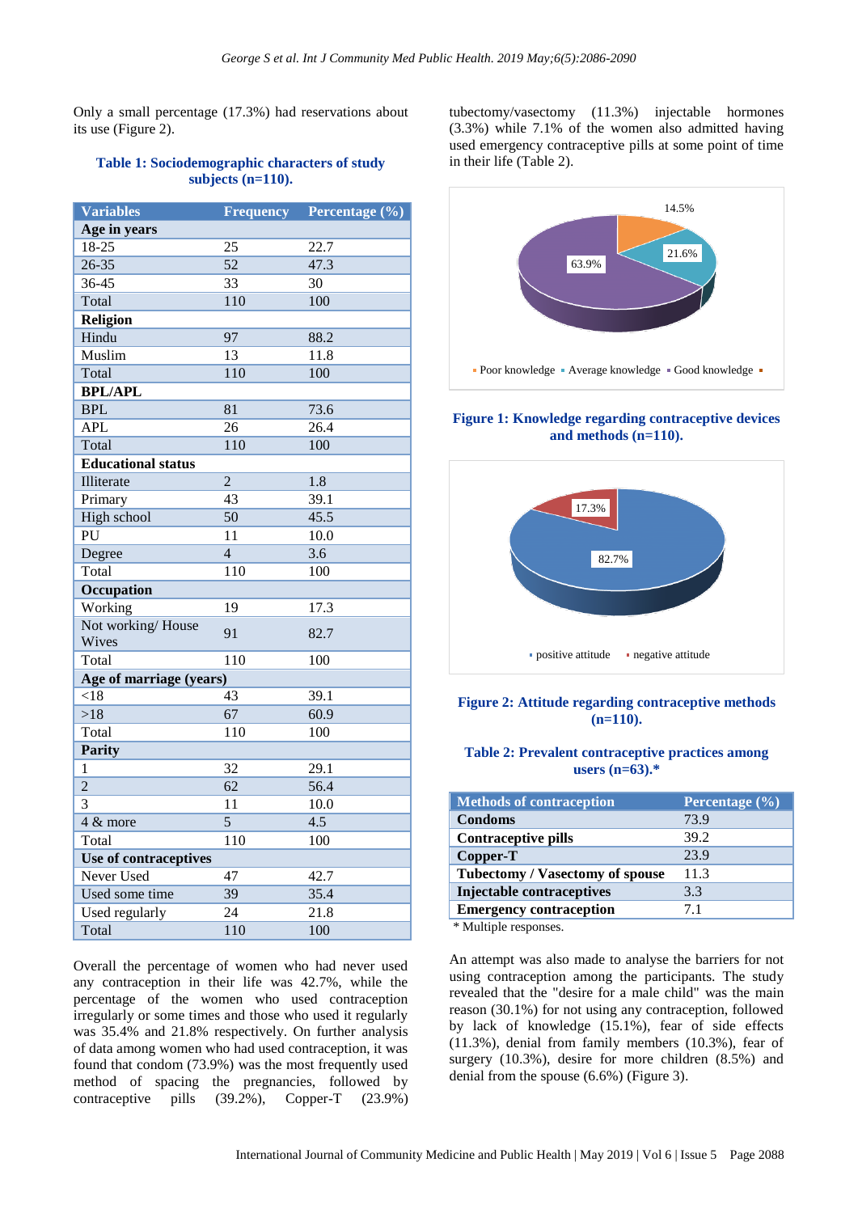Only a small percentage (17.3%) had reservations about its use (Figure 2).

**Table 1: Sociodemographic characters of study subjects (n=110).**

| Variables | Frequency | Percentage (%) |
|---|---|---|
| **Age in years** | | |
| 18-25 | 25 | 22.7 |
| 26-35 | 52 | 47.3 |
| 36-45 | 33 | 30 |
| Total | 110 | 100 |
| **Religion** | | |
| Hindu | 97 | 88.2 |
| Muslim | 13 | 11.8 |
| Total | 110 | 100 |
| **BPL/APL** | | |
| BPL | 81 | 73.6 |
| APL | 26 | 26.4 |
| Total | 110 | 100 |
| **Educational status** | | |
| Illiterate | 2 | 1.8 |
| Primary | 43 | 39.1 |
| High school | 50 | 45.5 |
| PU | 11 | 10.0 |
| Degree | 4 | 3.6 |
| Total | 110 | 100 |
| **Occupation** | | |
| Working | 19 | 17.3 |
| Not working/ House Wives | 91 | 82.7 |
| Total | 110 | 100 |
| **Age of marriage (years)** | | |
| <18 | 43 | 39.1 |
| >18 | 67 | 60.9 |
| Total | 110 | 100 |
| **Parity** | | |
| 1 | 32 | 29.1 |
| 2 | 62 | 56.4 |
| 3 | 11 | 10.0 |
| 4 & more | 5 | 4.5 |
| Total | 110 | 100 |
| **Use of contraceptives** | | |
| Never Used | 47 | 42.7 |
| Used some time | 39 | 35.4 |
| Used regularly | 24 | 21.8 |
| Total | 110 | 100 |

Overall the percentage of women who had never used any contraception in their life was 42.7%, while the percentage of the women who used contraception irregularly or some times and those who used it regularly was 35.4% and 21.8% respectively. On further analysis of data among women who had used contraception, it was found that condom (73.9%) was the most frequently used method of spacing the pregnancies, followed by contraceptive pills (39.2%), Copper-T (23.9%) tubectomy/vasectomy (11.3%) injectable hormones (3.3%) while 7.1% of the women also admitted having used emergency contraceptive pills at some point of time in their life (Table 2).

**Figure 1: Knowledge regarding contraceptive devices and methods (n=110).**

**Figure 2: Attitude regarding contraceptive methods (n=110).**

**Table 2: Prevalent contraceptive practices among users (n=63).***

| Methods of contraception | Percentage (%) |
|---|---|
| **Condoms** | 73.9 |
| **Contraceptive pills** | 39.2 |
| **Copper-T** | 23.9 |
| **Tubectomy / Vasectomy of spouse** | 11.3 |
| **Injectable contraceptives** | 3.3 |
| **Emergency contraception** | 7.1 |

\* Multiple responses.

An attempt was also made to analyse the barriers for not using contraception among the participants. The study revealed that the "desire for a male child" was the main reason (30.1%) for not using any contraception, followed by lack of knowledge (15.1%), fear of side effects (11.3%), denial from family members (10.3%), fear of surgery (10.3%), desire for more children (8.5%) and denial from the spouse (6.6%) (Figure 3).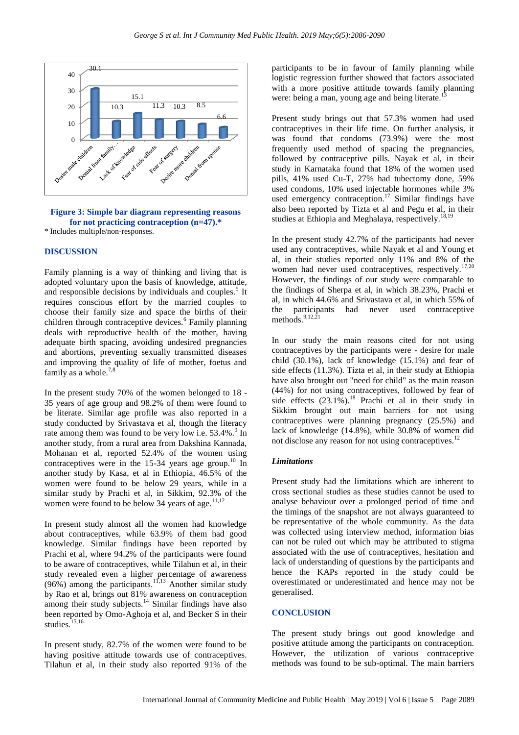**Figure 3: Simple bar diagram representing reasons for not practicing contraception (n=47).***

\* Includes multiple/non-responses.

## DISCUSSION

Family planning is a way of thinking and living that is adopted voluntary upon the basis of knowledge, attitude, and responsible decisions by individuals and couples.[5] It requires conscious effort by the married couples to choose their family size and space the births of their children through contraceptive devices.[6] Family planning deals with reproductive health of the mother, having adequate birth spacing, avoiding undesired pregnancies and abortions, preventing sexually transmitted diseases and improving the quality of life of mother, foetus and family as a whole.[7,8]

In the present study 70% of the women belonged to 18 - 35 years of age group and 98.2% of them were found to be literate. Similar age profile has also been reported in a study conducted by Srivastava et al, though the literacy rate among them was found to be very low i.e. 53.4%.[9] In another study, from a rural area from Dakshina Kannada, Mohanan et al, reported 52.4% of the women using contraceptives were in the 15-34 years age group.[10] In another study by Kasa, et al in Ethiopia, 46.5% of the women were found to be below 29 years, while in a similar study by Prachi et al, in Sikkim, 92.3% of the women were found to be below 34 years of age.[11,12]

In present study almost all the women had knowledge about contraceptives, while 63.9% of them had good knowledge. Similar findings have been reported by Prachi et al, where 94.2% of the participants were found to be aware of contraceptives, while Tilahun et al, in their study revealed even a higher percentage of awareness (96%) among the participants.[11,13] Another similar study by Rao et al, brings out 81% awareness on contraception among their study subjects.[14] Similar findings have also been reported by Omo-Aghoja et al, and Becker S in their studies.[15,16]

In present study, 82.7% of the women were found to be having positive attitude towards use of contraceptives. Tilahun et al, in their study also reported 91% of the participants to be in favour of family planning while logistic regression further showed that factors associated with a more positive attitude towards family planning were: being a man, young age and being literate.[13]

Present study brings out that 57.3% women had used contraceptives in their life time. On further analysis, it was found that condoms (73.9%) were the most frequently used method of spacing the pregnancies, followed by contraceptive pills. Nayak et al, in their study in Karnataka found that 18% of the women used pills, 41% used Cu-T, 27% had tubectomy done, 59% used condoms, 10% used injectable hormones while 3% used emergency contraception.[17] Similar findings have also been reported by Tizta et al and Pegu et al, in their studies at Ethiopia and Meghalaya, respectively.[18,19]

In the present study 42.7% of the participants had never used any contraceptives, while Nayak et al and Young et al, in their studies reported only 11% and 8% of the women had never used contraceptives, respectively.[17,20] However, the findings of our study were comparable to the findings of Sherpa et al, in which 38.23%, Prachi et al, in which 44.6% and Srivastava et al, in which 55% of the participants had never used contraceptive methods.[9,12,21]

In our study the main reasons cited for not using contraceptives by the participants were - desire for male child (30.1%), lack of knowledge (15.1%) and fear of side effects (11.3%). Tizta et al, in their study at Ethiopia have also brought out "need for child" as the main reason (44%) for not using contraceptives, followed by fear of side effects (23.1%).[18] Prachi et al in their study in Sikkim brought out main barriers for not using contraceptives were planning pregnancy (25.5%) and lack of knowledge (14.8%), while 30.8% of women did not disclose any reason for not using contraceptives.[12]

### *Limitations*

Present study had the limitations which are inherent to cross sectional studies as these studies cannot be used to analyse behaviour over a prolonged period of time and the timings of the snapshot are not always guaranteed to be representative of the whole community. As the data was collected using interview method, information bias can not be ruled out which may be attributed to stigma associated with the use of contraceptives, hesitation and lack of understanding of questions by the participants and hence the KAPs reported in the study could be overestimated or underestimated and hence may not be generalised.

## CONCLUSION

The present study brings out good knowledge and positive attitude among the participants on contraception. However, the utilization of various contraceptive methods was found to be sub-optimal. The main barriers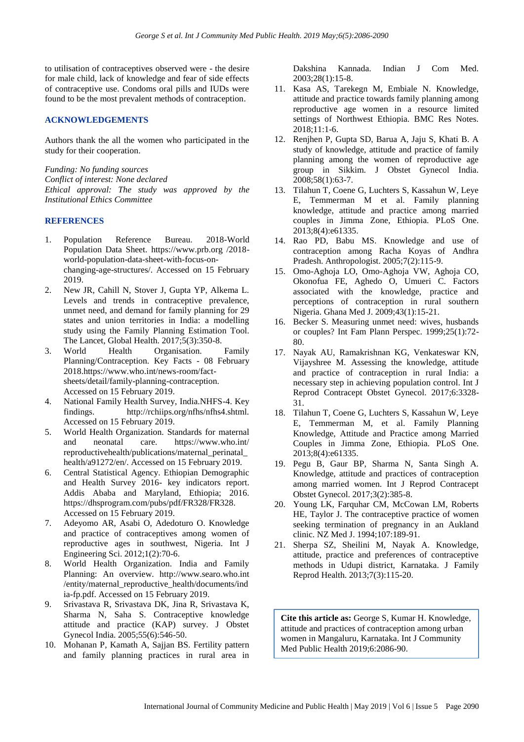to utilisation of contraceptives observed were - the desire for male child, lack of knowledge and fear of side effects of contraceptive use. Condoms oral pills and IUDs were found to be the most prevalent methods of contraception.

## ACKNOWLEDGEMENTS

Authors thank the all the women who participated in the study for their cooperation.

*Funding: No funding sources*
*Conflict of interest: None declared*
*Ethical approval: The study was approved by the Institutional Ethics Committee*

## REFERENCES

1. Population Reference Bureau. 2018-World Population Data Sheet. https://www.prb.org /2018-world-population-data-sheet-with-focus-on-changing-age-structures/. Accessed on 15 February 2019.
2. New JR, Cahill N, Stover J, Gupta YP, Alkema L. Levels and trends in contraceptive prevalence, unmet need, and demand for family planning for 29 states and union territories in India: a modelling study using the Family Planning Estimation Tool. The Lancet, Global Health. 2017;5(3):350-8.
3. World Health Organisation. Family Planning/Contraception. Key Facts - 08 February 2018.https://www.who.int/news-room/fact-sheets/detail/family-planning-contraception. Accessed on 15 February 2019.
4. National Family Health Survey, India.NHFS-4. Key findings. http://rchiips.org/nfhs/nfhs4.shtml. Accessed on 15 February 2019.
5. World Health Organization. Standards for maternal and neonatal care. https://www.who.int/ reproductivehealth/publications/maternal_perinatal_ health/a91272/en/. Accessed on 15 February 2019.
6. Central Statistical Agency. Ethiopian Demographic and Health Survey 2016- key indicators report. Addis Ababa and Maryland, Ethiopia; 2016. https://dhsprogram.com/pubs/pdf/FR328/FR328. Accessed on 15 February 2019.
7. Adeyomo AR, Asabi O, Adedoturo O. Knowledge and practice of contraceptives among women of reproductive ages in southwest, Nigeria. Int J Engineering Sci. 2012;1(2):70-6.
8. World Health Organization. India and Family Planning: An overview. http://www.searo.who.int /entity/maternal_reproductive_health/documents/ind ia-fp.pdf. Accessed on 15 February 2019.
9. Srivastava R, Srivastava DK, Jina R, Srivastava K, Sharma N, Saha S. Contraceptive knowledge attitude and practice (KAP) survey. J Obstet Gynecol India. 2005;55(6):546-50.
10. Mohanan P, Kamath A, Sajjan BS. Fertility pattern and family planning practices in rural area in Dakshina Kannada. Indian J Com Med. 2003;28(1):15-8.
11. Kasa AS, Tarekegn M, Embiale N. Knowledge, attitude and practice towards family planning among reproductive age women in a resource limited settings of Northwest Ethiopia. BMC Res Notes. 2018;11:1-6.
12. Renjhen P, Gupta SD, Barua A, Jaju S, Khati B. A study of knowledge, attitude and practice of family planning among the women of reproductive age group in Sikkim. J Obstet Gynecol India. 2008;58(1):63-7.
13. Tilahun T, Coene G, Luchters S, Kassahun W, Leye E, Temmerman M et al. Family planning knowledge, attitude and practice among married couples in Jimma Zone, Ethiopia. PLoS One. 2013;8(4):e61335.
14. Rao PD, Babu MS. Knowledge and use of contraception among Racha Koyas of Andhra Pradesh. Anthropologist. 2005;7(2):115-9.
15. Omo-Aghoja LO, Omo-Aghoja VW, Aghoja CO, Okonofua FE, Aghedo O, Umueri C. Factors associated with the knowledge, practice and perceptions of contraception in rural southern Nigeria. Ghana Med J. 2009;43(1):15-21.
16. Becker S. Measuring unmet need: wives, husbands or couples? Int Fam Plann Perspec. 1999;25(1):72-80.
17. Nayak AU, Ramakrishnan KG, Venkateswar KN, Vijayshree M. Assessing the knowledge, attitude and practice of contraception in rural India: a necessary step in achieving population control. Int J Reprod Contracept Obstet Gynecol. 2017;6:3328-31.
18. Tilahun T, Coene G, Luchters S, Kassahun W, Leye E, Temmerman M, et al. Family Planning Knowledge, Attitude and Practice among Married Couples in Jimma Zone, Ethiopia. PLoS One. 2013;8(4):e61335.
19. Pegu B, Gaur BP, Sharma N, Santa Singh A. Knowledge, attitude and practices of contraception among married women. Int J Reprod Contracept Obstet Gynecol. 2017;3(2):385-8.
20. Young LK, Farquhar CM, McCowan LM, Roberts HE, Taylor J. The contraceptive practice of women seeking termination of pregnancy in an Aukland clinic. NZ Med J. 1994;107:189-91.
21. Sherpa SZ, Sheilini M, Nayak A. Knowledge, attitude, practice and preferences of contraceptive methods in Udupi district, Karnataka. J Family Reprod Health. 2013;7(3):115-20.

**Cite this article as:** George S, Kumar H. Knowledge, attitude and practices of contraception among urban women in Mangaluru, Karnataka. Int J Community Med Public Health 2019;6:2086-90.